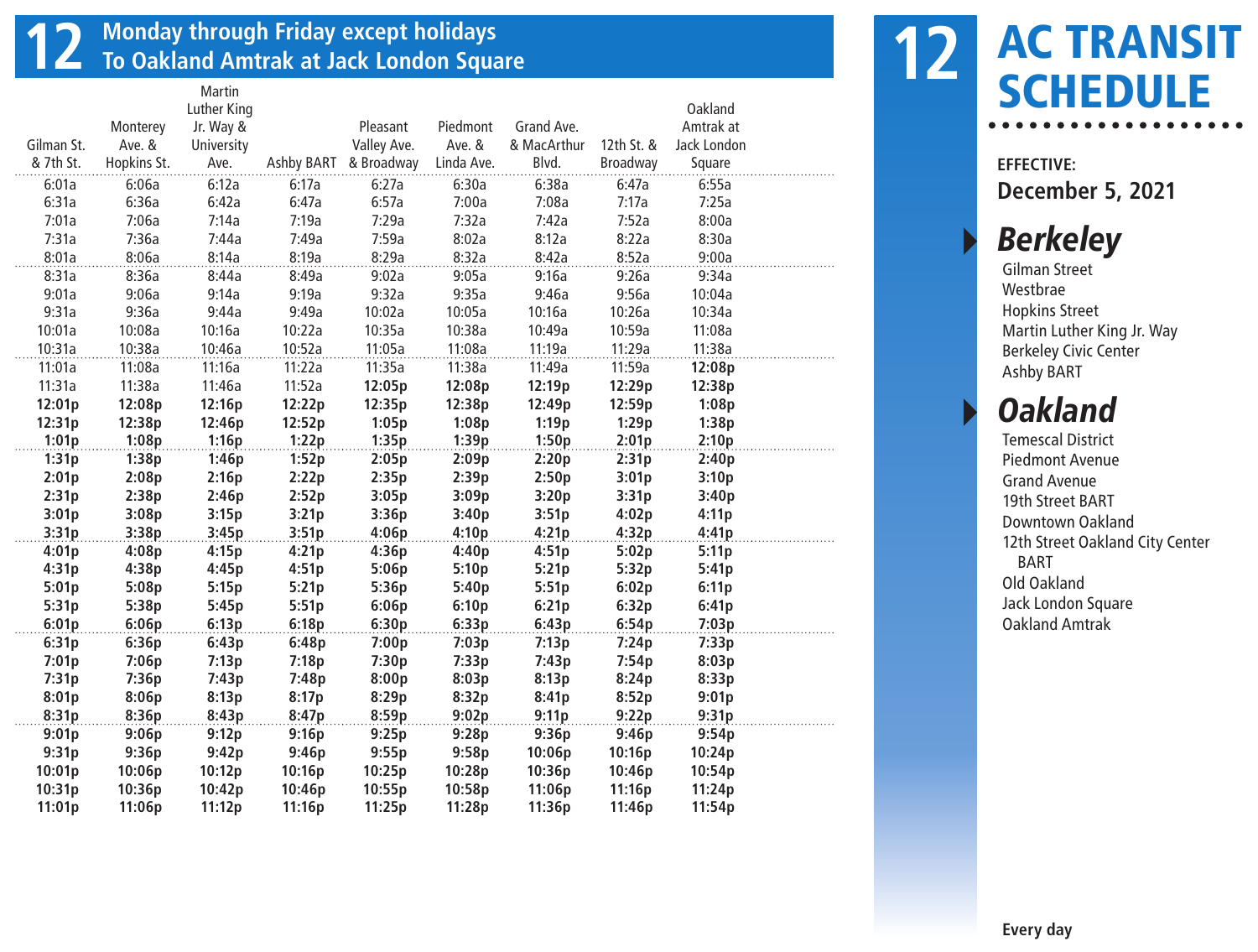# 12 Monday through Friday except holidays

## To Oakland Amtrak at Jack London Square

| Gilman St. & 7th St. | Monterey Ave. & Hopkins St. | Martin Luther King Jr. Way & University Ave. | Ashby BART | Pleasant Valley Ave. & Broadway | Piedmont Ave. & Linda Ave. | Grand Ave. & MacArthur Blvd. | 12th St. & Broadway | Oakland Amtrak at Jack London Square |
|---|---|---|---|---|---|---|---|---|
| 6:01a | 6:06a | 6:12a | 6:17a | 6:27a | 6:30a | 6:38a | 6:47a | 6:55a |
| 6:31a | 6:36a | 6:42a | 6:47a | 6:57a | 7:00a | 7:08a | 7:17a | 7:25a |
| 7:01a | 7:06a | 7:14a | 7:19a | 7:29a | 7:32a | 7:42a | 7:52a | 8:00a |
| 7:31a | 7:36a | 7:44a | 7:49a | 7:59a | 8:02a | 8:12a | 8:22a | 8:30a |
| 8:01a | 8:06a | 8:14a | 8:19a | 8:29a | 8:32a | 8:42a | 8:52a | 9:00a |
| 8:31a | 8:36a | 8:44a | 8:49a | 9:02a | 9:05a | 9:16a | 9:26a | 9:34a |
| 9:01a | 9:06a | 9:14a | 9:19a | 9:32a | 9:35a | 9:46a | 9:56a | 10:04a |
| 9:31a | 9:36a | 9:44a | 9:49a | 10:02a | 10:05a | 10:16a | 10:26a | 10:34a |
| 10:01a | 10:08a | 10:16a | 10:22a | 10:35a | 10:38a | 10:49a | 10:59a | 11:08a |
| 10:31a | 10:38a | 10:46a | 10:52a | 11:05a | 11:08a | 11:19a | 11:29a | 11:38a |
| 11:01a | 11:08a | 11:16a | 11:22a | 11:35a | 11:38a | 11:49a | 11:59a | **12:08p** |
| 11:31a | 11:38a | 11:46a | 11:52a | **12:05p** | **12:08p** | **12:19p** | **12:29p** | **12:38p** |
| **12:01p** | **12:08p** | **12:16p** | **12:22p** | **12:35p** | **12:38p** | **12:49p** | **12:59p** | **1:08p** |
| **12:31p** | **12:38p** | **12:46p** | **12:52p** | **1:05p** | **1:08p** | **1:19p** | **1:29p** | **1:38p** |
| **1:01p** | **1:08p** | **1:16p** | **1:22p** | **1:35p** | **1:39p** | **1:50p** | **2:01p** | **2:10p** |
| **1:31p** | **1:38p** | **1:46p** | **1:52p** | **2:05p** | **2:09p** | **2:20p** | **2:31p** | **2:40p** |
| **2:01p** | **2:08p** | **2:16p** | **2:22p** | **2:35p** | **2:39p** | **2:50p** | **3:01p** | **3:10p** |
| **2:31p** | **2:38p** | **2:46p** | **2:52p** | **3:05p** | **3:09p** | **3:20p** | **3:31p** | **3:40p** |
| **3:01p** | **3:08p** | **3:15p** | **3:21p** | **3:36p** | **3:40p** | **3:51p** | **4:02p** | **4:11p** |
| **3:31p** | **3:38p** | **3:45p** | **3:51p** | **4:06p** | **4:10p** | **4:21p** | **4:32p** | **4:41p** |
| **4:01p** | **4:08p** | **4:15p** | **4:21p** | **4:36p** | **4:40p** | **4:51p** | **5:02p** | **5:11p** |
| **4:31p** | **4:38p** | **4:45p** | **4:51p** | **5:06p** | **5:10p** | **5:21p** | **5:32p** | **5:41p** |
| **5:01p** | **5:08p** | **5:15p** | **5:21p** | **5:36p** | **5:40p** | **5:51p** | **6:02p** | **6:11p** |
| **5:31p** | **5:38p** | **5:45p** | **5:51p** | **6:06p** | **6:10p** | **6:21p** | **6:32p** | **6:41p** |
| **6:01p** | **6:06p** | **6:13p** | **6:18p** | **6:30p** | **6:33p** | **6:43p** | **6:54p** | **7:03p** |
| **6:31p** | **6:36p** | **6:43p** | **6:48p** | **7:00p** | **7:03p** | **7:13p** | **7:24p** | **7:33p** |
| **7:01p** | **7:06p** | **7:13p** | **7:18p** | **7:30p** | **7:33p** | **7:43p** | **7:54p** | **8:03p** |
| **7:31p** | **7:36p** | **7:43p** | **7:48p** | **8:00p** | **8:03p** | **8:13p** | **8:24p** | **8:33p** |
| **8:01p** | **8:06p** | **8:13p** | **8:17p** | **8:29p** | **8:32p** | **8:41p** | **8:52p** | **9:01p** |
| **8:31p** | **8:36p** | **8:43p** | **8:47p** | **8:59p** | **9:02p** | **9:11p** | **9:22p** | **9:31p** |
| **9:01p** | **9:06p** | **9:12p** | **9:16p** | **9:25p** | **9:28p** | **9:36p** | **9:46p** | **9:54p** |
| **9:31p** | **9:36p** | **9:42p** | **9:46p** | **9:55p** | **9:58p** | **10:06p** | **10:16p** | **10:24p** |
| **10:01p** | **10:06p** | **10:12p** | **10:16p** | **10:25p** | **10:28p** | **10:36p** | **10:46p** | **10:54p** |
| **10:31p** | **10:36p** | **10:42p** | **10:46p** | **10:55p** | **10:58p** | **11:06p** | **11:16p** | **11:24p** |
| **11:01p** | **11:06p** | **11:12p** | **11:16p** | **11:25p** | **11:28p** | **11:36p** | **11:46p** | **11:54p** |

# 12 AC TRANSIT SCHEDULE

**EFFECTIVE:**
**December 5, 2021**

## *Berkeley*

- Gilman Street
- Westbrae
- Hopkins Street
- Martin Luther King Jr. Way
- Berkeley Civic Center
- Ashby BART

## *Oakland*

- Temescal District
- Piedmont Avenue
- Grand Avenue
- 19th Street BART
- Downtown Oakland
- 12th Street Oakland City Center BART
- Old Oakland
- Jack London Square
- Oakland Amtrak

**Every day**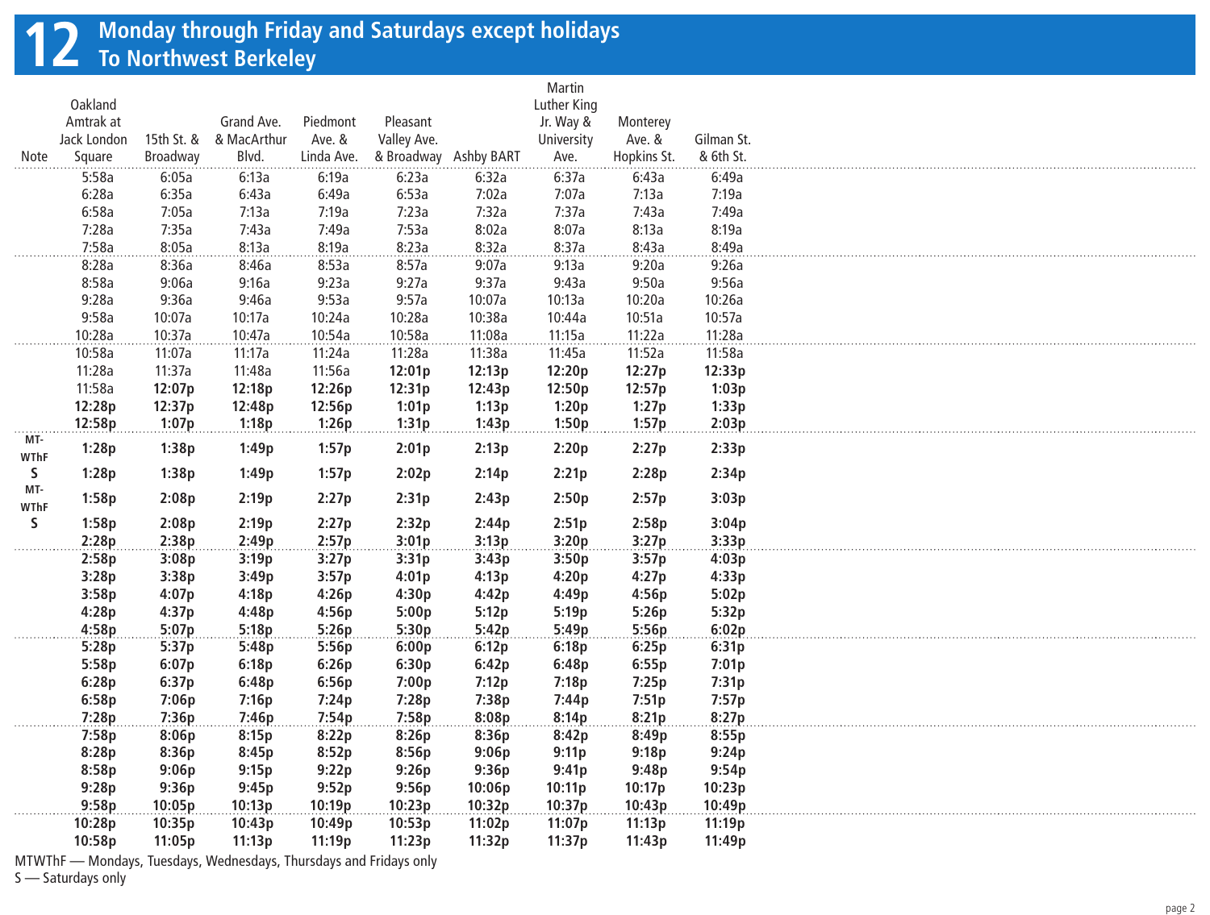# 12 Monday through Friday and Saturdays except holidays
## To Northwest Berkeley

| Note | Oakland Amtrak at Jack London Square | 15th St. & Broadway | Grand Ave. & MacArthur Blvd. | Piedmont Ave. & Linda Ave. | Pleasant Valley Ave. & Broadway | Ashby BART | Martin Luther King Jr. Way & University Ave. | Monterey Ave. & Hopkins St. | Gilman St. & 6th St. |
|---|---|---|---|---|---|---|---|---|---|
| | 5:58a | 6:05a | 6:13a | 6:19a | 6:23a | 6:32a | 6:37a | 6:43a | 6:49a |
| | 6:28a | 6:35a | 6:43a | 6:49a | 6:53a | 7:02a | 7:07a | 7:13a | 7:19a |
| | 6:58a | 7:05a | 7:13a | 7:19a | 7:23a | 7:32a | 7:37a | 7:43a | 7:49a |
| | 7:28a | 7:35a | 7:43a | 7:49a | 7:53a | 8:02a | 8:07a | 8:13a | 8:19a |
| | 7:58a | 8:05a | 8:13a | 8:19a | 8:23a | 8:32a | 8:37a | 8:43a | 8:49a |
| | 8:28a | 8:36a | 8:46a | 8:53a | 8:57a | 9:07a | 9:13a | 9:20a | 9:26a |
| | 8:58a | 9:06a | 9:16a | 9:23a | 9:27a | 9:37a | 9:43a | 9:50a | 9:56a |
| | 9:28a | 9:36a | 9:46a | 9:53a | 9:57a | 10:07a | 10:13a | 10:20a | 10:26a |
| | 9:58a | 10:07a | 10:17a | 10:24a | 10:28a | 10:38a | 10:44a | 10:51a | 10:57a |
| | 10:28a | 10:37a | 10:47a | 10:54a | 10:58a | 11:08a | 11:15a | 11:22a | 11:28a |
| | 10:58a | 11:07a | 11:17a | 11:24a | 11:28a | 11:38a | 11:45a | 11:52a | 11:58a |
| | 11:28a | 11:37a | 11:48a | 11:56a | **12:01p** | **12:13p** | **12:20p** | **12:27p** | **12:33p** |
| | 11:58a | **12:07p** | **12:18p** | **12:26p** | **12:31p** | **12:43p** | **12:50p** | **12:57p** | **1:03p** |
| | **12:28p** | **12:37p** | **12:48p** | **12:56p** | **1:01p** | **1:13p** | **1:20p** | **1:27p** | **1:33p** |
| | **12:58p** | **1:07p** | **1:18p** | **1:26p** | **1:31p** | **1:43p** | **1:50p** | **1:57p** | **2:03p** |
| MTWThF | **1:28p** | **1:38p** | **1:49p** | **1:57p** | **2:01p** | **2:13p** | **2:20p** | **2:27p** | **2:33p** |
| S | **1:28p** | **1:38p** | **1:49p** | **1:57p** | **2:02p** | **2:14p** | **2:21p** | **2:28p** | **2:34p** |
| MTWThF | **1:58p** | **2:08p** | **2:19p** | **2:27p** | **2:31p** | **2:43p** | **2:50p** | **2:57p** | **3:03p** |
| S | **1:58p** | **2:08p** | **2:19p** | **2:27p** | **2:32p** | **2:44p** | **2:51p** | **2:58p** | **3:04p** |
| | **2:28p** | **2:38p** | **2:49p** | **2:57p** | **3:01p** | **3:13p** | **3:20p** | **3:27p** | **3:33p** |
| | **2:58p** | **3:08p** | **3:19p** | **3:27p** | **3:31p** | **3:43p** | **3:50p** | **3:57p** | **4:03p** |
| | **3:28p** | **3:38p** | **3:49p** | **3:57p** | **4:01p** | **4:13p** | **4:20p** | **4:27p** | **4:33p** |
| | **3:58p** | **4:07p** | **4:18p** | **4:26p** | **4:30p** | **4:42p** | **4:49p** | **4:56p** | **5:02p** |
| | **4:28p** | **4:37p** | **4:48p** | **4:56p** | **5:00p** | **5:12p** | **5:19p** | **5:26p** | **5:32p** |
| | **4:58p** | **5:07p** | **5:18p** | **5:26p** | **5:30p** | **5:42p** | **5:49p** | **5:56p** | **6:02p** |
| | **5:28p** | **5:37p** | **5:48p** | **5:56p** | **6:00p** | **6:12p** | **6:18p** | **6:25p** | **6:31p** |
| | **5:58p** | **6:07p** | **6:18p** | **6:26p** | **6:30p** | **6:42p** | **6:48p** | **6:55p** | **7:01p** |
| | **6:28p** | **6:37p** | **6:48p** | **6:56p** | **7:00p** | **7:12p** | **7:18p** | **7:25p** | **7:31p** |
| | **6:58p** | **7:06p** | **7:16p** | **7:24p** | **7:28p** | **7:38p** | **7:44p** | **7:51p** | **7:57p** |
| | **7:28p** | **7:36p** | **7:46p** | **7:54p** | **7:58p** | **8:08p** | **8:14p** | **8:21p** | **8:27p** |
| | **7:58p** | **8:06p** | **8:15p** | **8:22p** | **8:26p** | **8:36p** | **8:42p** | **8:49p** | **8:55p** |
| | **8:28p** | **8:36p** | **8:45p** | **8:52p** | **8:56p** | **9:06p** | **9:11p** | **9:18p** | **9:24p** |
| | **8:58p** | **9:06p** | **9:15p** | **9:22p** | **9:26p** | **9:36p** | **9:41p** | **9:48p** | **9:54p** |
| | **9:28p** | **9:36p** | **9:45p** | **9:52p** | **9:56p** | **10:06p** | **10:11p** | **10:17p** | **10:23p** |
| | **9:58p** | **10:05p** | **10:13p** | **10:19p** | **10:23p** | **10:32p** | **10:37p** | **10:43p** | **10:49p** |
| | **10:28p** | **10:35p** | **10:43p** | **10:49p** | **10:53p** | **11:02p** | **11:07p** | **11:13p** | **11:19p** |
| | **10:58p** | **11:05p** | **11:13p** | **11:19p** | **11:23p** | **11:32p** | **11:37p** | **11:43p** | **11:49p** |

MTWThF — Mondays, Tuesdays, Wednesdays, Thursdays and Fridays only
S — Saturdays only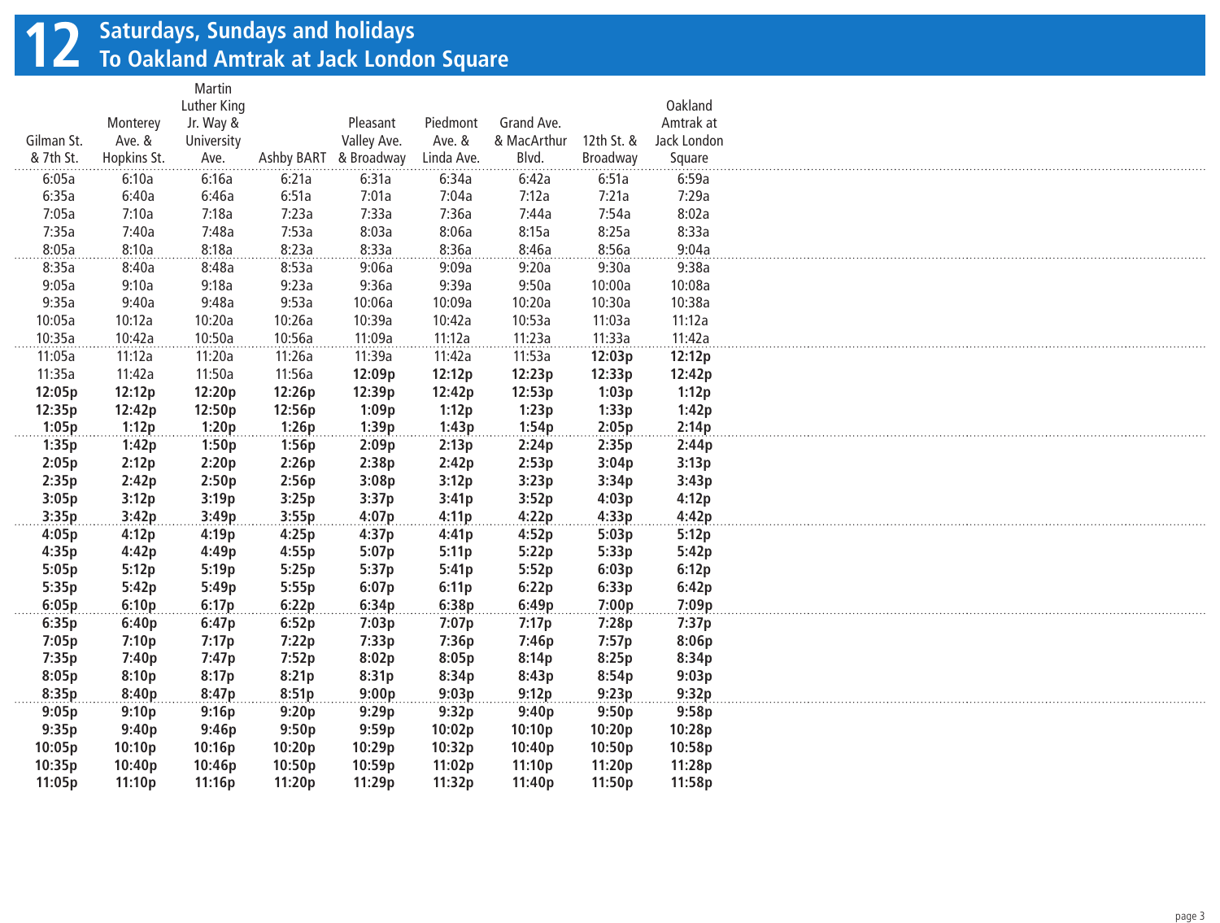# 12 Saturdays, Sundays and holidays
## To Oakland Amtrak at Jack London Square

| Gilman St. & 7th St. | Monterey Ave. & Hopkins St. | Martin Luther King Jr. Way & University Ave. | Ashby BART | Pleasant Valley Ave. & Broadway | Piedmont Ave. & Linda Ave. | Grand Ave. & MacArthur Blvd. | 12th St. & Broadway | Oakland Amtrak at Jack London Square |
|---|---|---|---|---|---|---|---|---|
| 6:05a | 6:10a | 6:16a | 6:21a | 6:31a | 6:34a | 6:42a | 6:51a | 6:59a |
| 6:35a | 6:40a | 6:46a | 6:51a | 7:01a | 7:04a | 7:12a | 7:21a | 7:29a |
| 7:05a | 7:10a | 7:18a | 7:23a | 7:33a | 7:36a | 7:44a | 7:54a | 8:02a |
| 7:35a | 7:40a | 7:48a | 7:53a | 8:03a | 8:06a | 8:15a | 8:25a | 8:33a |
| 8:05a | 8:10a | 8:18a | 8:23a | 8:33a | 8:36a | 8:46a | 8:56a | 9:04a |
| 8:35a | 8:40a | 8:48a | 8:53a | 9:06a | 9:09a | 9:20a | 9:30a | 9:38a |
| 9:05a | 9:10a | 9:18a | 9:23a | 9:36a | 9:39a | 9:50a | 10:00a | 10:08a |
| 9:35a | 9:40a | 9:48a | 9:53a | 10:06a | 10:09a | 10:20a | 10:30a | 10:38a |
| 10:05a | 10:12a | 10:20a | 10:26a | 10:39a | 10:42a | 10:53a | 11:03a | 11:12a |
| 10:35a | 10:42a | 10:50a | 10:56a | 11:09a | 11:12a | 11:23a | 11:33a | 11:42a |
| 11:05a | 11:12a | 11:20a | 11:26a | 11:39a | 11:42a | 11:53a | **12:03p** | **12:12p** |
| 11:35a | 11:42a | 11:50a | 11:56a | **12:09p** | **12:12p** | **12:23p** | **12:33p** | **12:42p** |
| **12:05p** | **12:12p** | **12:20p** | **12:26p** | **12:39p** | **12:42p** | **12:53p** | **1:03p** | **1:12p** |
| **12:35p** | **12:42p** | **12:50p** | **12:56p** | **1:09p** | **1:12p** | **1:23p** | **1:33p** | **1:42p** |
| **1:05p** | **1:12p** | **1:20p** | **1:26p** | **1:39p** | **1:43p** | **1:54p** | **2:05p** | **2:14p** |
| **1:35p** | **1:42p** | **1:50p** | **1:56p** | **2:09p** | **2:13p** | **2:24p** | **2:35p** | **2:44p** |
| **2:05p** | **2:12p** | **2:20p** | **2:26p** | **2:38p** | **2:42p** | **2:53p** | **3:04p** | **3:13p** |
| **2:35p** | **2:42p** | **2:50p** | **2:56p** | **3:08p** | **3:12p** | **3:23p** | **3:34p** | **3:43p** |
| **3:05p** | **3:12p** | **3:19p** | **3:25p** | **3:37p** | **3:41p** | **3:52p** | **4:03p** | **4:12p** |
| **3:35p** | **3:42p** | **3:49p** | **3:55p** | **4:07p** | **4:11p** | **4:22p** | **4:33p** | **4:42p** |
| **4:05p** | **4:12p** | **4:19p** | **4:25p** | **4:37p** | **4:41p** | **4:52p** | **5:03p** | **5:12p** |
| **4:35p** | **4:42p** | **4:49p** | **4:55p** | **5:07p** | **5:11p** | **5:22p** | **5:33p** | **5:42p** |
| **5:05p** | **5:12p** | **5:19p** | **5:25p** | **5:37p** | **5:41p** | **5:52p** | **6:03p** | **6:12p** |
| **5:35p** | **5:42p** | **5:49p** | **5:55p** | **6:07p** | **6:11p** | **6:22p** | **6:33p** | **6:42p** |
| **6:05p** | **6:10p** | **6:17p** | **6:22p** | **6:34p** | **6:38p** | **6:49p** | **7:00p** | **7:09p** |
| **6:35p** | **6:40p** | **6:47p** | **6:52p** | **7:03p** | **7:07p** | **7:17p** | **7:28p** | **7:37p** |
| **7:05p** | **7:10p** | **7:17p** | **7:22p** | **7:33p** | **7:36p** | **7:46p** | **7:57p** | **8:06p** |
| **7:35p** | **7:40p** | **7:47p** | **7:52p** | **8:02p** | **8:05p** | **8:14p** | **8:25p** | **8:34p** |
| **8:05p** | **8:10p** | **8:17p** | **8:21p** | **8:31p** | **8:34p** | **8:43p** | **8:54p** | **9:03p** |
| **8:35p** | **8:40p** | **8:47p** | **8:51p** | **9:00p** | **9:03p** | **9:12p** | **9:23p** | **9:32p** |
| **9:05p** | **9:10p** | **9:16p** | **9:20p** | **9:29p** | **9:32p** | **9:40p** | **9:50p** | **9:58p** |
| **9:35p** | **9:40p** | **9:46p** | **9:50p** | **9:59p** | **10:02p** | **10:10p** | **10:20p** | **10:28p** |
| **10:05p** | **10:10p** | **10:16p** | **10:20p** | **10:29p** | **10:32p** | **10:40p** | **10:50p** | **10:58p** |
| **10:35p** | **10:40p** | **10:46p** | **10:50p** | **10:59p** | **11:02p** | **11:10p** | **11:20p** | **11:28p** |
| **11:05p** | **11:10p** | **11:16p** | **11:20p** | **11:29p** | **11:32p** | **11:40p** | **11:50p** | **11:58p** |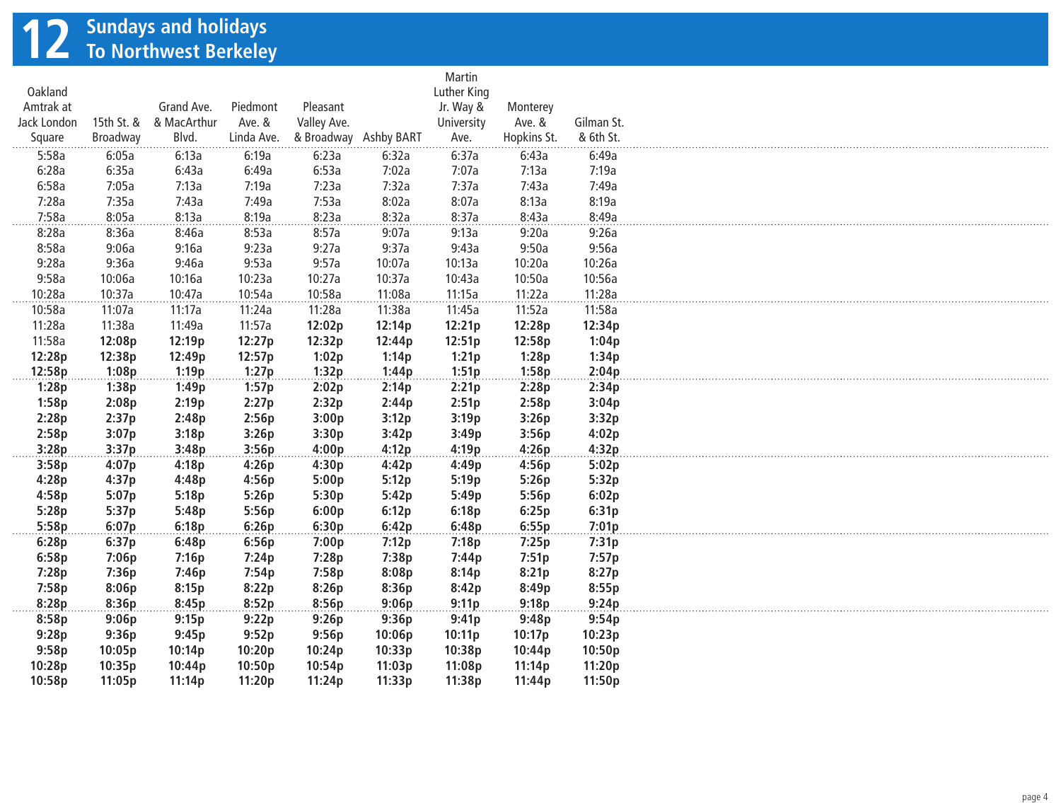# 12 Sundays and holidays
## To Northwest Berkeley

| Oakland Amtrak at Jack London Square | 15th St. & Broadway | Grand Ave. & MacArthur Blvd. | Piedmont Ave. & Linda Ave. | Pleasant Valley Ave. & Broadway | Ashby BART | Martin Luther King Jr. Way & University Ave. | Monterey Ave. & Hopkins St. | Gilman St. & 6th St. |
|---|---|---|---|---|---|---|---|---|
| 5:58a | 6:05a | 6:13a | 6:19a | 6:23a | 6:32a | 6:37a | 6:43a | 6:49a |
| 6:28a | 6:35a | 6:43a | 6:49a | 6:53a | 7:02a | 7:07a | 7:13a | 7:19a |
| 6:58a | 7:05a | 7:13a | 7:19a | 7:23a | 7:32a | 7:37a | 7:43a | 7:49a |
| 7:28a | 7:35a | 7:43a | 7:49a | 7:53a | 8:02a | 8:07a | 8:13a | 8:19a |
| 7:58a | 8:05a | 8:13a | 8:19a | 8:23a | 8:32a | 8:37a | 8:43a | 8:49a |
| 8:28a | 8:36a | 8:46a | 8:53a | 8:57a | 9:07a | 9:13a | 9:20a | 9:26a |
| 8:58a | 9:06a | 9:16a | 9:23a | 9:27a | 9:37a | 9:43a | 9:50a | 9:56a |
| 9:28a | 9:36a | 9:46a | 9:53a | 9:57a | 10:07a | 10:13a | 10:20a | 10:26a |
| 9:58a | 10:06a | 10:16a | 10:23a | 10:27a | 10:37a | 10:43a | 10:50a | 10:56a |
| 10:28a | 10:37a | 10:47a | 10:54a | 10:58a | 11:08a | 11:15a | 11:22a | 11:28a |
| 10:58a | 11:07a | 11:17a | 11:24a | 11:28a | 11:38a | 11:45a | 11:52a | 11:58a |
| 11:28a | 11:38a | 11:49a | 11:57a | **12:02p** | **12:14p** | **12:21p** | **12:28p** | **12:34p** |
| 11:58a | **12:08p** | **12:19p** | **12:27p** | **12:32p** | **12:44p** | **12:51p** | **12:58p** | **1:04p** |
| **12:28p** | **12:38p** | **12:49p** | **12:57p** | **1:02p** | **1:14p** | **1:21p** | **1:28p** | **1:34p** |
| **12:58p** | **1:08p** | **1:19p** | **1:27p** | **1:32p** | **1:44p** | **1:51p** | **1:58p** | **2:04p** |
| **1:28p** | **1:38p** | **1:49p** | **1:57p** | **2:02p** | **2:14p** | **2:21p** | **2:28p** | **2:34p** |
| **1:58p** | **2:08p** | **2:19p** | **2:27p** | **2:32p** | **2:44p** | **2:51p** | **2:58p** | **3:04p** |
| **2:28p** | **2:37p** | **2:48p** | **2:56p** | **3:00p** | **3:12p** | **3:19p** | **3:26p** | **3:32p** |
| **2:58p** | **3:07p** | **3:18p** | **3:26p** | **3:30p** | **3:42p** | **3:49p** | **3:56p** | **4:02p** |
| **3:28p** | **3:37p** | **3:48p** | **3:56p** | **4:00p** | **4:12p** | **4:19p** | **4:26p** | **4:32p** |
| **3:58p** | **4:07p** | **4:18p** | **4:26p** | **4:30p** | **4:42p** | **4:49p** | **4:56p** | **5:02p** |
| **4:28p** | **4:37p** | **4:48p** | **4:56p** | **5:00p** | **5:12p** | **5:19p** | **5:26p** | **5:32p** |
| **4:58p** | **5:07p** | **5:18p** | **5:26p** | **5:30p** | **5:42p** | **5:49p** | **5:56p** | **6:02p** |
| **5:28p** | **5:37p** | **5:48p** | **5:56p** | **6:00p** | **6:12p** | **6:18p** | **6:25p** | **6:31p** |
| **5:58p** | **6:07p** | **6:18p** | **6:26p** | **6:30p** | **6:42p** | **6:48p** | **6:55p** | **7:01p** |
| **6:28p** | **6:37p** | **6:48p** | **6:56p** | **7:00p** | **7:12p** | **7:18p** | **7:25p** | **7:31p** |
| **6:58p** | **7:06p** | **7:16p** | **7:24p** | **7:28p** | **7:38p** | **7:44p** | **7:51p** | **7:57p** |
| **7:28p** | **7:36p** | **7:46p** | **7:54p** | **7:58p** | **8:08p** | **8:14p** | **8:21p** | **8:27p** |
| **7:58p** | **8:06p** | **8:15p** | **8:22p** | **8:26p** | **8:36p** | **8:42p** | **8:49p** | **8:55p** |
| **8:28p** | **8:36p** | **8:45p** | **8:52p** | **8:56p** | **9:06p** | **9:11p** | **9:18p** | **9:24p** |
| **8:58p** | **9:06p** | **9:15p** | **9:22p** | **9:26p** | **9:36p** | **9:41p** | **9:48p** | **9:54p** |
| **9:28p** | **9:36p** | **9:45p** | **9:52p** | **9:56p** | **10:06p** | **10:11p** | **10:17p** | **10:23p** |
| **9:58p** | **10:05p** | **10:14p** | **10:20p** | **10:24p** | **10:33p** | **10:38p** | **10:44p** | **10:50p** |
| **10:28p** | **10:35p** | **10:44p** | **10:50p** | **10:54p** | **11:03p** | **11:08p** | **11:14p** | **11:20p** |
| **10:58p** | **11:05p** | **11:14p** | **11:20p** | **11:24p** | **11:33p** | **11:38p** | **11:44p** | **11:50p** |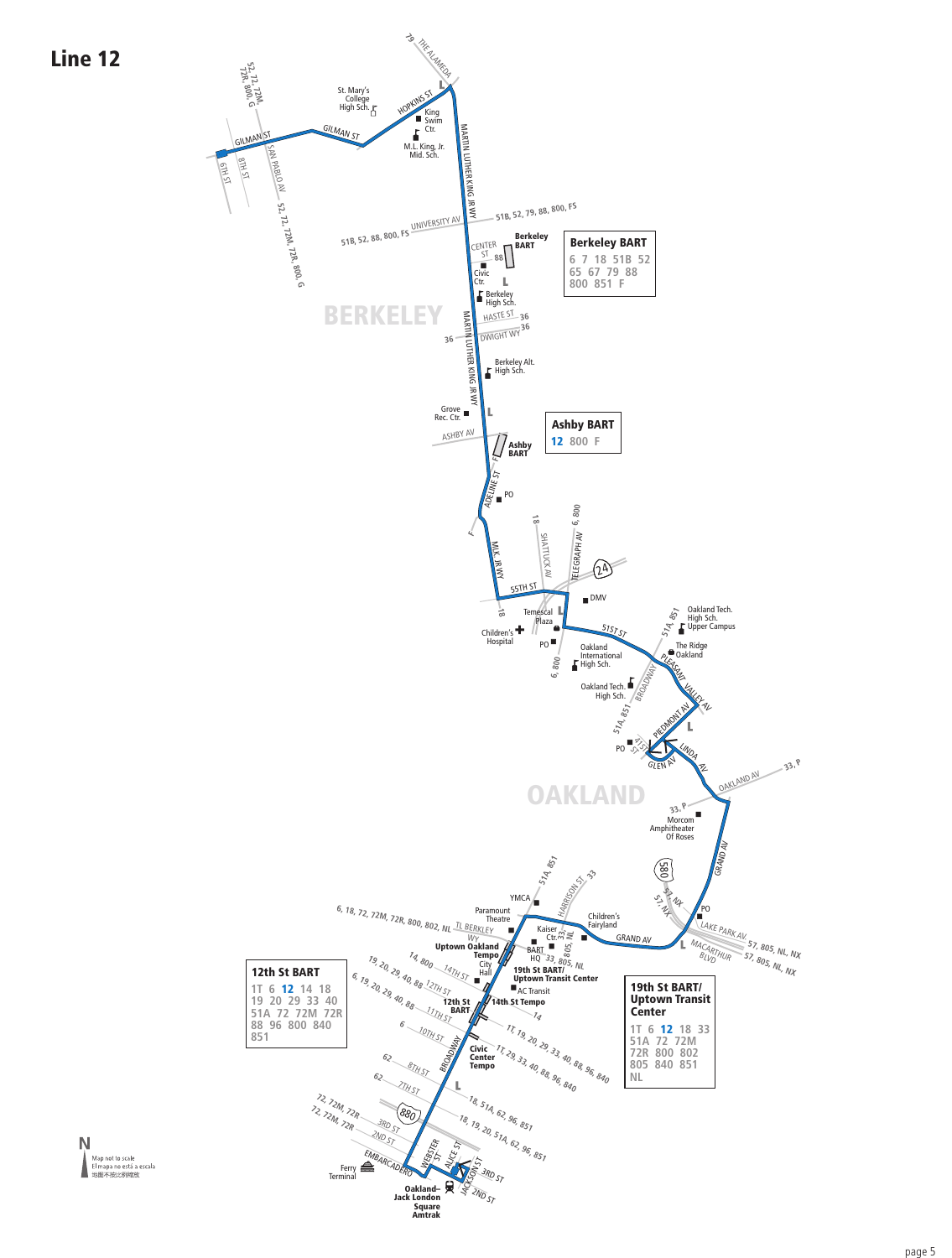# Line 12

**Berkeley BART**
6 7 18 51B 52
65 67 79 88
800 851 F

**Ashby BART**
12 800 F

**12th St BART**
1T 6 12 14 18
19 20 29 33 40
51A 72 72M 72R
88 96 800 840
851

**19th St BART/ Uptown Transit Center**
1T 6 12 18 33
51A 72 72M
72R 800 802
805 840 851
NL

BERKELEY

OAKLAND

Map not to scale
El mapa no está a escala
地圖不按比例繪製